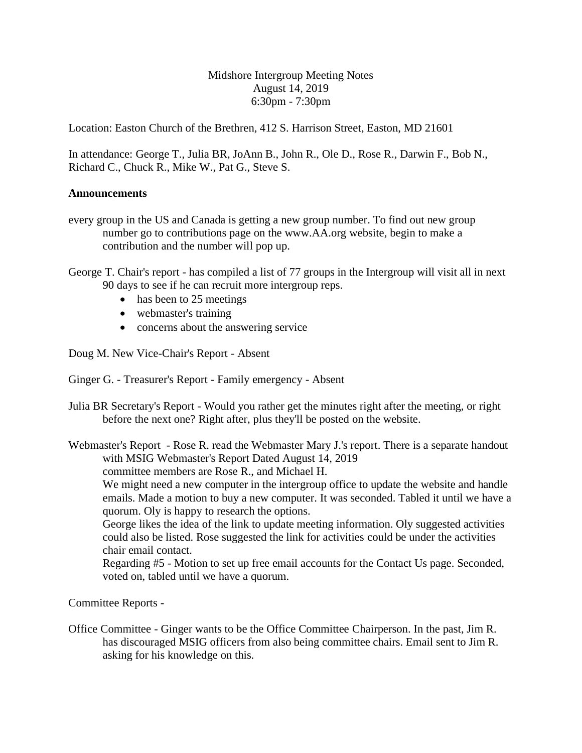Midshore Intergroup Meeting Notes
August 14, 2019
6:30pm - 7:30pm

Location: Easton Church of the Brethren, 412 S. Harrison Street, Easton, MD 21601

In attendance: George T., Julia BR, JoAnn B., John R., Ole D., Rose R., Darwin F., Bob N., Richard C., Chuck R., Mike W., Pat G., Steve S.

**Announcements**

every group in the US and Canada is getting a new group number. To find out new group number go to contributions page on the www.AA.org website, begin to make a contribution and the number will pop up.

George T. Chair's report - has compiled a list of 77 groups in the Intergroup will visit all in next 90 days to see if he can recruit more intergroup reps.

- has been to 25 meetings
- webmaster's training
- concerns about the answering service

Doug M. New Vice-Chair's Report - Absent

Ginger G. - Treasurer's Report - Family emergency - Absent

Julia BR Secretary's Report - Would you rather get the minutes right after the meeting, or right before the next one? Right after, plus they'll be posted on the website.

Webmaster's Report - Rose R. read the Webmaster Mary J.'s report. There is a separate handout with MSIG Webmaster's Report Dated August 14, 2019
committee members are Rose R., and Michael H.
We might need a new computer in the intergroup office to update the website and handle emails. Made a motion to buy a new computer. It was seconded. Tabled it until we have a quorum. Oly is happy to research the options.
George likes the idea of the link to update meeting information. Oly suggested activities could also be listed. Rose suggested the link for activities could be under the activities chair email contact.
Regarding #5 - Motion to set up free email accounts for the Contact Us page. Seconded, voted on, tabled until we have a quorum.

Committee Reports -

Office Committee - Ginger wants to be the Office Committee Chairperson. In the past, Jim R. has discouraged MSIG officers from also being committee chairs. Email sent to Jim R. asking for his knowledge on this.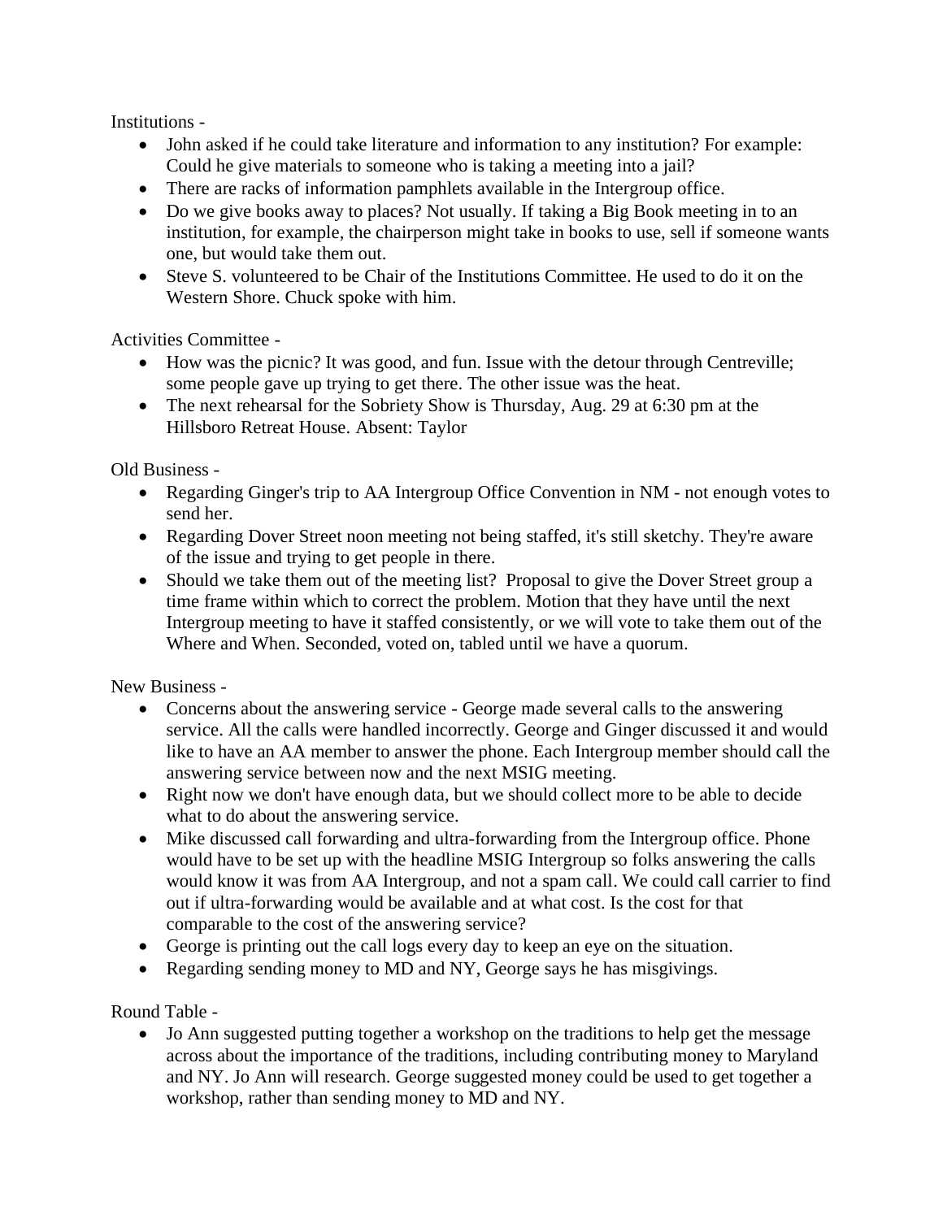Institutions -

- John asked if he could take literature and information to any institution? For example: Could he give materials to someone who is taking a meeting into a jail?
- There are racks of information pamphlets available in the Intergroup office.
- Do we give books away to places? Not usually. If taking a Big Book meeting in to an institution, for example, the chairperson might take in books to use, sell if someone wants one, but would take them out.
- Steve S. volunteered to be Chair of the Institutions Committee. He used to do it on the Western Shore. Chuck spoke with him.

Activities Committee -

- How was the picnic? It was good, and fun. Issue with the detour through Centreville; some people gave up trying to get there. The other issue was the heat.
- The next rehearsal for the Sobriety Show is Thursday, Aug. 29 at 6:30 pm at the Hillsboro Retreat House. Absent: Taylor

Old Business -

- Regarding Ginger's trip to AA Intergroup Office Convention in NM - not enough votes to send her.
- Regarding Dover Street noon meeting not being staffed, it's still sketchy. They're aware of the issue and trying to get people in there.
- Should we take them out of the meeting list? Proposal to give the Dover Street group a time frame within which to correct the problem. Motion that they have until the next Intergroup meeting to have it staffed consistently, or we will vote to take them out of the Where and When. Seconded, voted on, tabled until we have a quorum.

New Business -

- Concerns about the answering service - George made several calls to the answering service. All the calls were handled incorrectly. George and Ginger discussed it and would like to have an AA member to answer the phone. Each Intergroup member should call the answering service between now and the next MSIG meeting.
- Right now we don't have enough data, but we should collect more to be able to decide what to do about the answering service.
- Mike discussed call forwarding and ultra-forwarding from the Intergroup office. Phone would have to be set up with the headline MSIG Intergroup so folks answering the calls would know it was from AA Intergroup, and not a spam call. We could call carrier to find out if ultra-forwarding would be available and at what cost. Is the cost for that comparable to the cost of the answering service?
- George is printing out the call logs every day to keep an eye on the situation.
- Regarding sending money to MD and NY, George says he has misgivings.

Round Table -

- Jo Ann suggested putting together a workshop on the traditions to help get the message across about the importance of the traditions, including contributing money to Maryland and NY. Jo Ann will research. George suggested money could be used to get together a workshop, rather than sending money to MD and NY.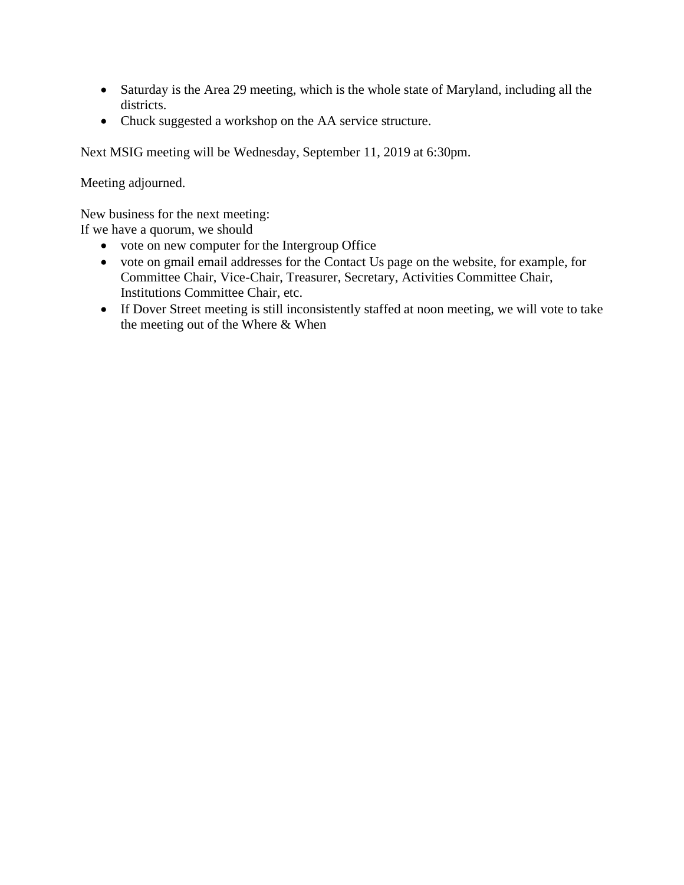- Saturday is the Area 29 meeting, which is the whole state of Maryland, including all the districts.
- Chuck suggested a workshop on the AA service structure.

Next MSIG meeting will be Wednesday, September 11, 2019 at 6:30pm.

Meeting adjourned.

New business for the next meeting:
If we have a quorum, we should

- vote on new computer for the Intergroup Office
- vote on gmail email addresses for the Contact Us page on the website, for example, for Committee Chair, Vice-Chair, Treasurer, Secretary, Activities Committee Chair, Institutions Committee Chair, etc.
- If Dover Street meeting is still inconsistently staffed at noon meeting, we will vote to take the meeting out of the Where & When